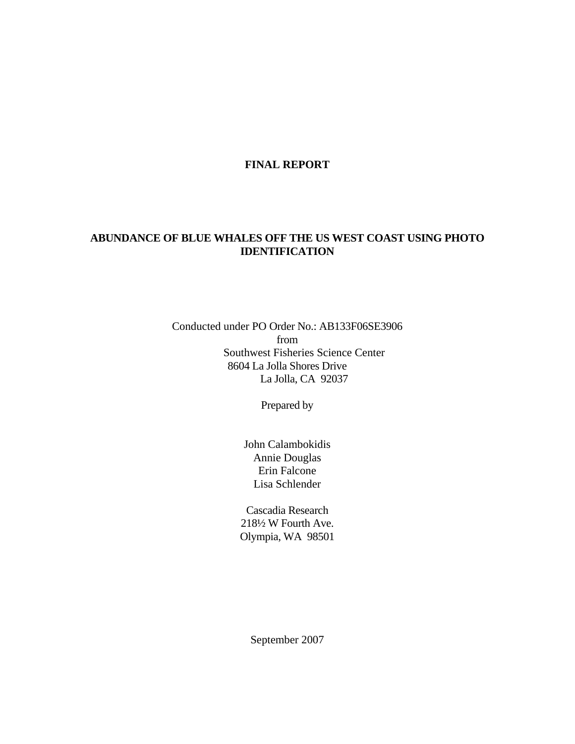# FINAL REPORT

## ABUNDANCE OF BLUE WHALES OFF THE US WEST COAST USING PHOTO IDENTIFICATION

Conducted under PO Order No.: AB133F06SE3906
from
Southwest Fisheries Science Center
8604 La Jolla Shores Drive
La Jolla, CA 92037

Prepared by

John Calambokidis
Annie Douglas
Erin Falcone
Lisa Schlender

Cascadia Research
218½ W Fourth Ave.
Olympia, WA 98501

September 2007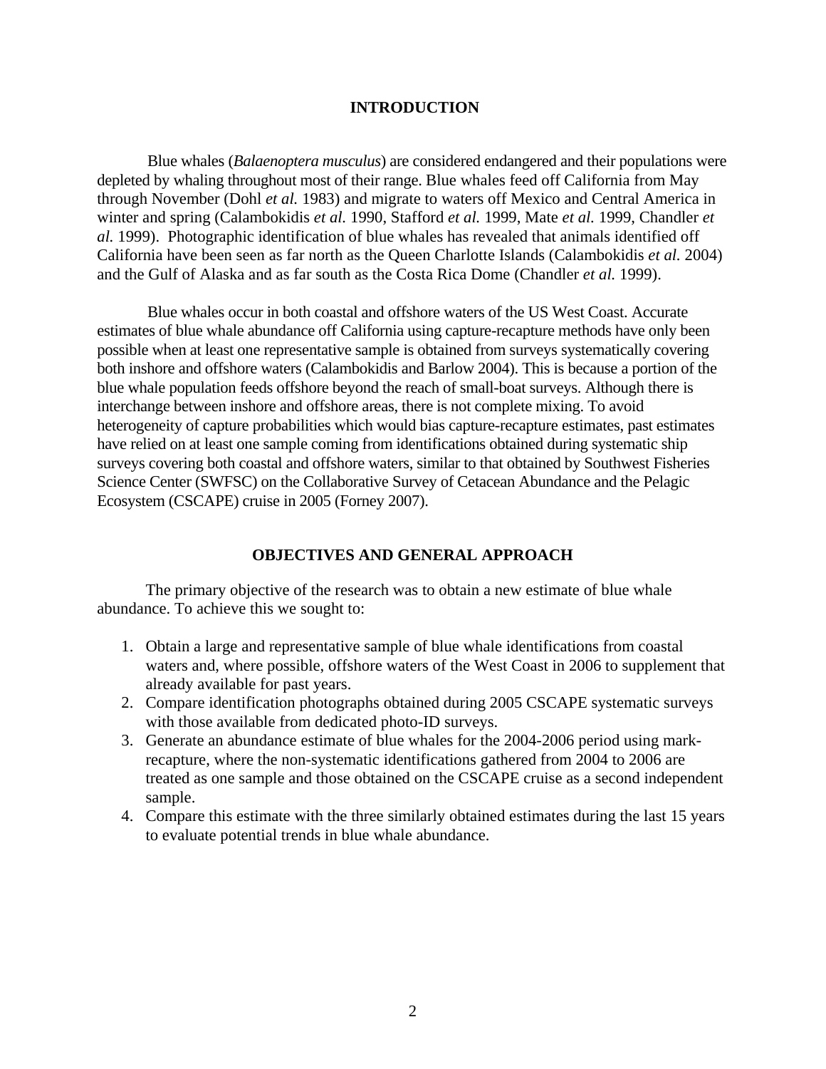## INTRODUCTION

Blue whales (*Balaenoptera musculus*) are considered endangered and their populations were depleted by whaling throughout most of their range. Blue whales feed off California from May through November (Dohl *et al.* 1983) and migrate to waters off Mexico and Central America in winter and spring (Calambokidis *et al.* 1990, Stafford *et al.* 1999, Mate *et al.* 1999, Chandler *et al.* 1999). Photographic identification of blue whales has revealed that animals identified off California have been seen as far north as the Queen Charlotte Islands (Calambokidis *et al.* 2004) and the Gulf of Alaska and as far south as the Costa Rica Dome (Chandler *et al.* 1999).

Blue whales occur in both coastal and offshore waters of the US West Coast. Accurate estimates of blue whale abundance off California using capture-recapture methods have only been possible when at least one representative sample is obtained from surveys systematically covering both inshore and offshore waters (Calambokidis and Barlow 2004). This is because a portion of the blue whale population feeds offshore beyond the reach of small-boat surveys. Although there is interchange between inshore and offshore areas, there is not complete mixing. To avoid heterogeneity of capture probabilities which would bias capture-recapture estimates, past estimates have relied on at least one sample coming from identifications obtained during systematic ship surveys covering both coastal and offshore waters, similar to that obtained by Southwest Fisheries Science Center (SWFSC) on the Collaborative Survey of Cetacean Abundance and the Pelagic Ecosystem (CSCAPE) cruise in 2005 (Forney 2007).

## OBJECTIVES AND GENERAL APPROACH

The primary objective of the research was to obtain a new estimate of blue whale abundance. To achieve this we sought to:

1. Obtain a large and representative sample of blue whale identifications from coastal waters and, where possible, offshore waters of the West Coast in 2006 to supplement that already available for past years.
2. Compare identification photographs obtained during 2005 CSCAPE systematic surveys with those available from dedicated photo-ID surveys.
3. Generate an abundance estimate of blue whales for the 2004-2006 period using mark-recapture, where the non-systematic identifications gathered from 2004 to 2006 are treated as one sample and those obtained on the CSCAPE cruise as a second independent sample.
4. Compare this estimate with the three similarly obtained estimates during the last 15 years to evaluate potential trends in blue whale abundance.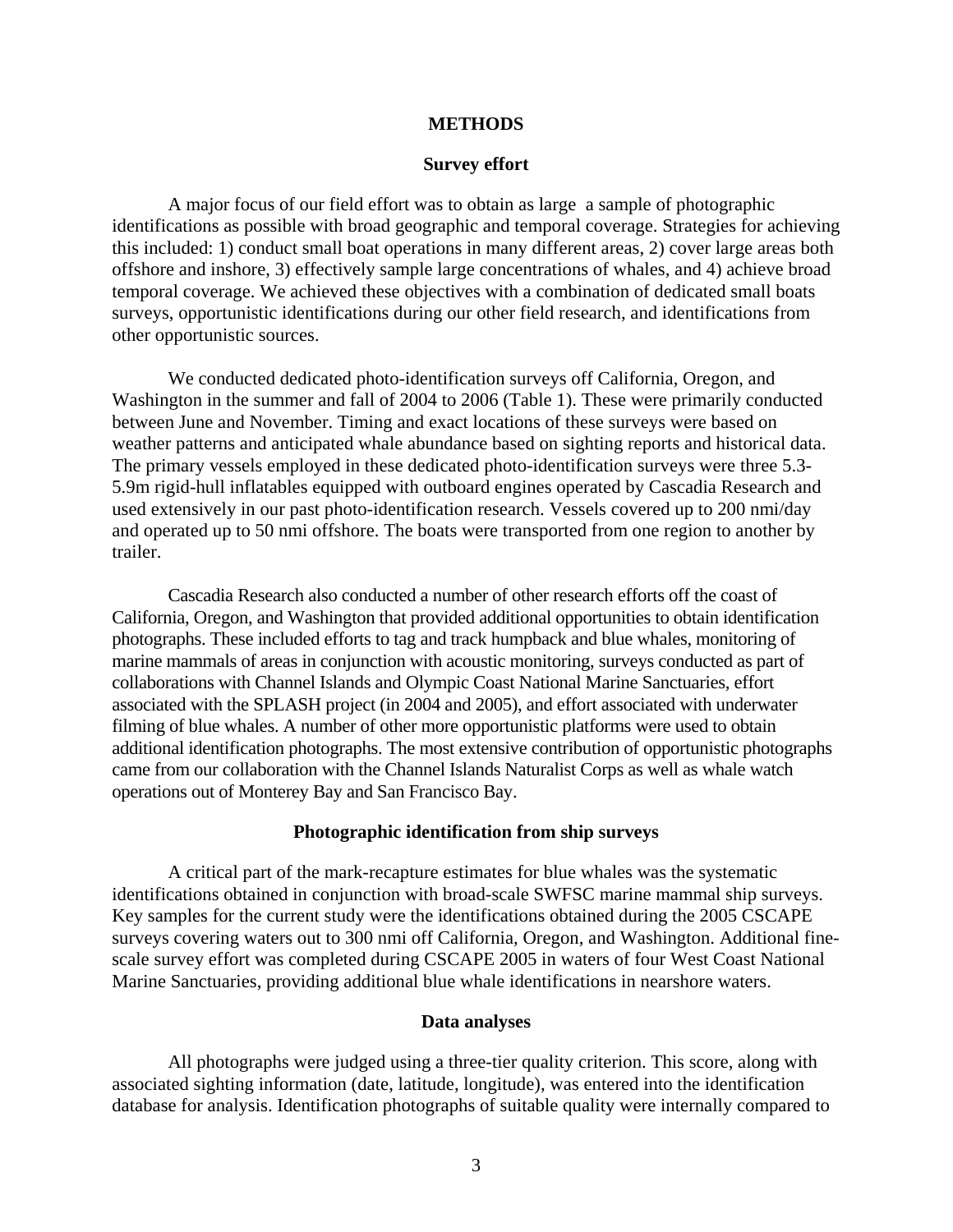# METHODS

## Survey effort

A major focus of our field effort was to obtain as large  a sample of photographic identifications as possible with broad geographic and temporal coverage. Strategies for achieving this included: 1) conduct small boat operations in many different areas, 2) cover large areas both offshore and inshore, 3) effectively sample large concentrations of whales, and 4) achieve broad temporal coverage. We achieved these objectives with a combination of dedicated small boats surveys, opportunistic identifications during our other field research, and identifications from other opportunistic sources.

We conducted dedicated photo-identification surveys off California, Oregon, and Washington in the summer and fall of 2004 to 2006 (Table 1). These were primarily conducted between June and November. Timing and exact locations of these surveys were based on weather patterns and anticipated whale abundance based on sighting reports and historical data. The primary vessels employed in these dedicated photo-identification surveys were three 5.3-5.9m rigid-hull inflatables equipped with outboard engines operated by Cascadia Research and used extensively in our past photo-identification research. Vessels covered up to 200 nmi/day and operated up to 50 nmi offshore. The boats were transported from one region to another by trailer.

Cascadia Research also conducted a number of other research efforts off the coast of California, Oregon, and Washington that provided additional opportunities to obtain identification photographs. These included efforts to tag and track humpback and blue whales, monitoring of marine mammals of areas in conjunction with acoustic monitoring, surveys conducted as part of collaborations with Channel Islands and Olympic Coast National Marine Sanctuaries, effort associated with the SPLASH project (in 2004 and 2005), and effort associated with underwater filming of blue whales. A number of other more opportunistic platforms were used to obtain additional identification photographs. The most extensive contribution of opportunistic photographs came from our collaboration with the Channel Islands Naturalist Corps as well as whale watch operations out of Monterey Bay and San Francisco Bay.

## Photographic identification from ship surveys

A critical part of the mark-recapture estimates for blue whales was the systematic identifications obtained in conjunction with broad-scale SWFSC marine mammal ship surveys. Key samples for the current study were the identifications obtained during the 2005 CSCAPE surveys covering waters out to 300 nmi off California, Oregon, and Washington. Additional fine-scale survey effort was completed during CSCAPE 2005 in waters of four West Coast National Marine Sanctuaries, providing additional blue whale identifications in nearshore waters.

## Data analyses

All photographs were judged using a three-tier quality criterion. This score, along with associated sighting information (date, latitude, longitude), was entered into the identification database for analysis. Identification photographs of suitable quality were internally compared to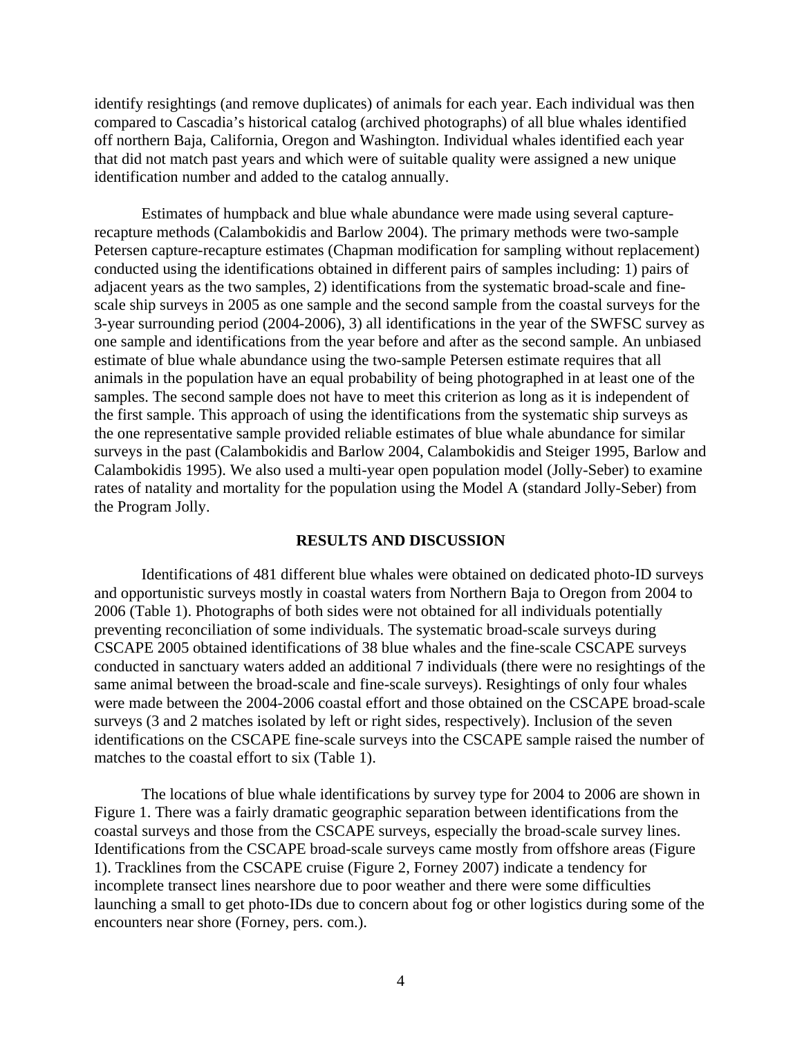identify resightings (and remove duplicates) of animals for each year. Each individual was then compared to Cascadia's historical catalog (archived photographs) of all blue whales identified off northern Baja, California, Oregon and Washington. Individual whales identified each year that did not match past years and which were of suitable quality were assigned a new unique identification number and added to the catalog annually.

Estimates of humpback and blue whale abundance were made using several capture-recapture methods (Calambokidis and Barlow 2004). The primary methods were two-sample Petersen capture-recapture estimates (Chapman modification for sampling without replacement) conducted using the identifications obtained in different pairs of samples including: 1) pairs of adjacent years as the two samples, 2) identifications from the systematic broad-scale and fine-scale ship surveys in 2005 as one sample and the second sample from the coastal surveys for the 3-year surrounding period (2004-2006), 3) all identifications in the year of the SWFSC survey as one sample and identifications from the year before and after as the second sample. An unbiased estimate of blue whale abundance using the two-sample Petersen estimate requires that all animals in the population have an equal probability of being photographed in at least one of the samples. The second sample does not have to meet this criterion as long as it is independent of the first sample. This approach of using the identifications from the systematic ship surveys as the one representative sample provided reliable estimates of blue whale abundance for similar surveys in the past (Calambokidis and Barlow 2004, Calambokidis and Steiger 1995, Barlow and Calambokidis 1995). We also used a multi-year open population model (Jolly-Seber) to examine rates of natality and mortality for the population using the Model A (standard Jolly-Seber) from the Program Jolly.

## RESULTS AND DISCUSSION

Identifications of 481 different blue whales were obtained on dedicated photo-ID surveys and opportunistic surveys mostly in coastal waters from Northern Baja to Oregon from 2004 to 2006 (Table 1). Photographs of both sides were not obtained for all individuals potentially preventing reconciliation of some individuals. The systematic broad-scale surveys during CSCAPE 2005 obtained identifications of 38 blue whales and the fine-scale CSCAPE surveys conducted in sanctuary waters added an additional 7 individuals (there were no resightings of the same animal between the broad-scale and fine-scale surveys). Resightings of only four whales were made between the 2004-2006 coastal effort and those obtained on the CSCAPE broad-scale surveys (3 and 2 matches isolated by left or right sides, respectively). Inclusion of the seven identifications on the CSCAPE fine-scale surveys into the CSCAPE sample raised the number of matches to the coastal effort to six (Table 1).

The locations of blue whale identifications by survey type for 2004 to 2006 are shown in Figure 1. There was a fairly dramatic geographic separation between identifications from the coastal surveys and those from the CSCAPE surveys, especially the broad-scale survey lines. Identifications from the CSCAPE broad-scale surveys came mostly from offshore areas (Figure 1). Tracklines from the CSCAPE cruise (Figure 2, Forney 2007) indicate a tendency for incomplete transect lines nearshore due to poor weather and there were some difficulties launching a small to get photo-IDs due to concern about fog or other logistics during some of the encounters near shore (Forney, pers. com.).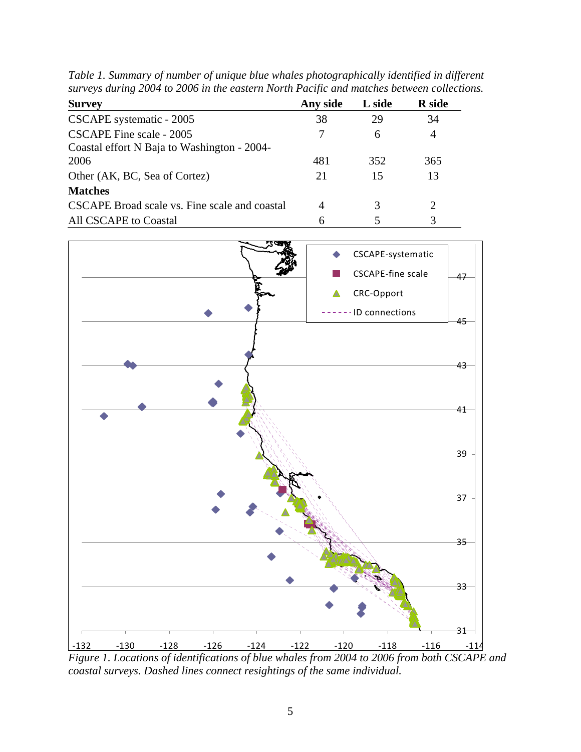*Table 1. Summary of number of unique blue whales photographically identified in different surveys during 2004 to 2006 in the eastern North Pacific and matches between collections.*

| Survey | Any side | L side | R side |
|---|---|---|---|
| CSCAPE systematic - 2005 | 38 | 29 | 34 |
| CSCAPE Fine scale - 2005 | 7 | 6 | 4 |
| Coastal effort N Baja to Washington - 2004-2006 | 481 | 352 | 365 |
| Other (AK, BC, Sea of Cortez) | 21 | 15 | 13 |
| **Matches** | | | |
| CSCAPE Broad scale vs. Fine scale and coastal | 4 | 3 | 2 |
| All CSCAPE to Coastal | 6 | 5 | 3 |

*Figure 1. Locations of identifications of blue whales from 2004 to 2006 from both CSCAPE and coastal surveys. Dashed lines connect resightings of the same individual.*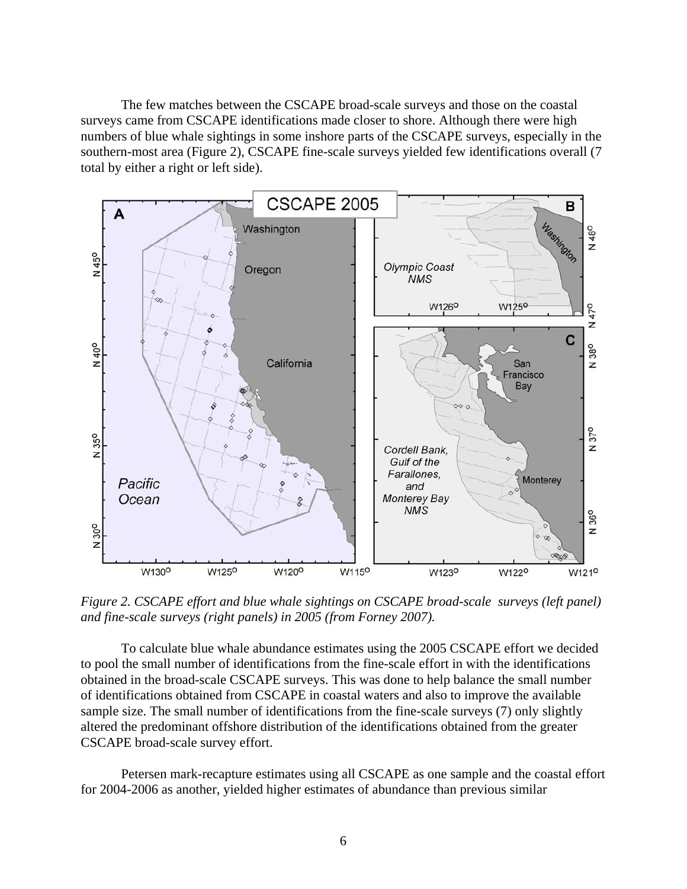The few matches between the CSCAPE broad-scale surveys and those on the coastal surveys came from CSCAPE identifications made closer to shore. Although there were high numbers of blue whale sightings in some inshore parts of the CSCAPE surveys, especially in the southern-most area (Figure 2), CSCAPE fine-scale surveys yielded few identifications overall (7 total by either a right or left side).

*Figure 2. CSCAPE effort and blue whale sightings on CSCAPE broad-scale surveys (left panel) and fine-scale surveys (right panels) in 2005 (from Forney 2007).*

To calculate blue whale abundance estimates using the 2005 CSCAPE effort we decided to pool the small number of identifications from the fine-scale effort in with the identifications obtained in the broad-scale CSCAPE surveys. This was done to help balance the small number of identifications obtained from CSCAPE in coastal waters and also to improve the available sample size. The small number of identifications from the fine-scale surveys (7) only slightly altered the predominant offshore distribution of the identifications obtained from the greater CSCAPE broad-scale survey effort.

Petersen mark-recapture estimates using all CSCAPE as one sample and the coastal effort for 2004-2006 as another, yielded higher estimates of abundance than previous similar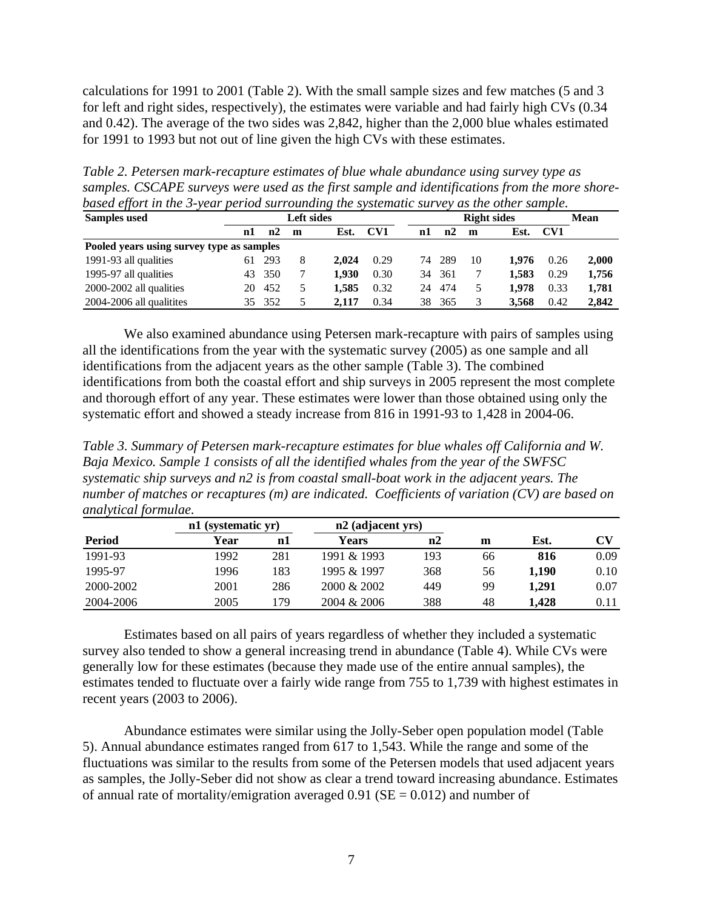calculations for 1991 to 2001 (Table 2). With the small sample sizes and few matches (5 and 3 for left and right sides, respectively), the estimates were variable and had fairly high CVs (0.34 and 0.42). The average of the two sides was 2,842, higher than the 2,000 blue whales estimated for 1991 to 1993 but not out of line given the high CVs with these estimates.

*Table 2. Petersen mark-recapture estimates of blue whale abundance using survey type as samples. CSCAPE surveys were used as the first sample and identifications from the more shore-based effort in the 3-year period surrounding the systematic survey as the other sample.*

| Samples used | Left sides | | | | | Right sides | | | | | Mean |
|---|---|---|---|---|---|---|---|---|---|---|---|
| | n1 | n2 | m | Est. | CV1 | n1 | n2 | m | Est. | CV1 | |
| **Pooled years using survey type as samples** | | | | | | | | | | | |
| 1991-93 all qualities | 61 | 293 | 8 | **2,024** | 0.29 | 74 | 289 | 10 | **1,976** | 0.26 | **2,000** |
| 1995-97 all qualities | 43 | 350 | 7 | **1,930** | 0.30 | 34 | 361 | 7 | **1,583** | 0.29 | **1,756** |
| 2000-2002 all qualities | 20 | 452 | 5 | **1,585** | 0.32 | 24 | 474 | 5 | **1,978** | 0.33 | **1,781** |
| 2004-2006 all qualitites | 35 | 352 | 5 | **2,117** | 0.34 | 38 | 365 | 3 | **3,568** | 0.42 | **2,842** |

We also examined abundance using Petersen mark-recapture with pairs of samples using all the identifications from the year with the systematic survey (2005) as one sample and all identifications from the adjacent years as the other sample (Table 3). The combined identifications from both the coastal effort and ship surveys in 2005 represent the most complete and thorough effort of any year. These estimates were lower than those obtained using only the systematic effort and showed a steady increase from 816 in 1991-93 to 1,428 in 2004-06.

*Table 3. Summary of Petersen mark-recapture estimates for blue whales off California and W. Baja Mexico. Sample 1 consists of all the identified whales from the year of the SWFSC systematic ship surveys and n2 is from coastal small-boat work in the adjacent years. The number of matches or recaptures (m) are indicated. Coefficients of variation (CV) are based on analytical formulae.*

| | n1 (systematic yr) | | n2 (adjacent yrs) | | | | |
|---|---|---|---|---|---|---|---|
| **Period** | **Year** | **n1** | **Years** | **n2** | **m** | **Est.** | **CV** |
| 1991-93 | 1992 | 281 | 1991 & 1993 | 193 | 66 | **816** | 0.09 |
| 1995-97 | 1996 | 183 | 1995 & 1997 | 368 | 56 | **1,190** | 0.10 |
| 2000-2002 | 2001 | 286 | 2000 & 2002 | 449 | 99 | **1,291** | 0.07 |
| 2004-2006 | 2005 | 179 | 2004 & 2006 | 388 | 48 | **1,428** | 0.11 |

Estimates based on all pairs of years regardless of whether they included a systematic survey also tended to show a general increasing trend in abundance (Table 4). While CVs were generally low for these estimates (because they made use of the entire annual samples), the estimates tended to fluctuate over a fairly wide range from 755 to 1,739 with highest estimates in recent years (2003 to 2006).

Abundance estimates were similar using the Jolly-Seber open population model (Table 5). Annual abundance estimates ranged from 617 to 1,543. While the range and some of the fluctuations was similar to the results from some of the Petersen models that used adjacent years as samples, the Jolly-Seber did not show as clear a trend toward increasing abundance. Estimates of annual rate of mortality/emigration averaged 0.91 (SE = 0.012) and number of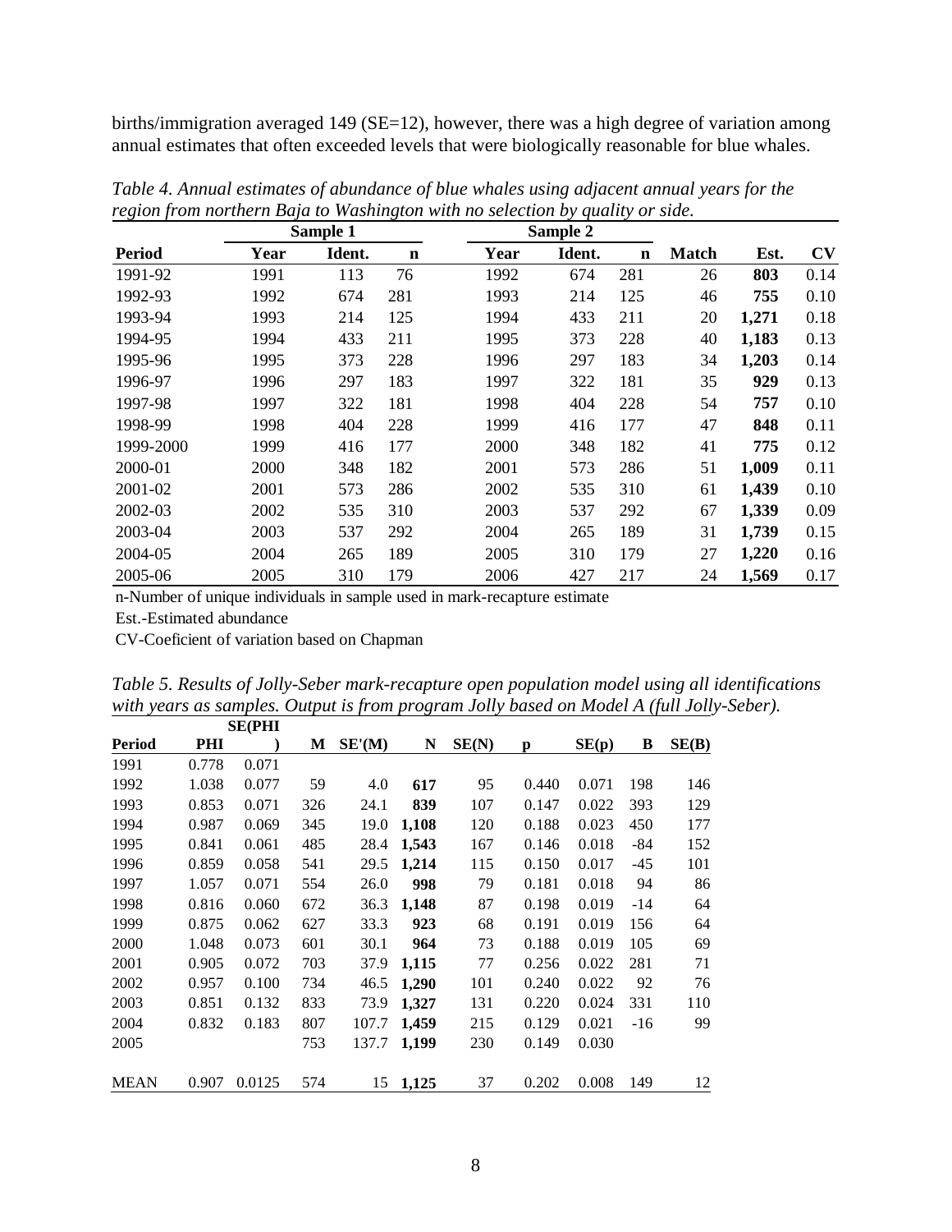births/immigration averaged 149 (SE=12), however, there was a high degree of variation among annual estimates that often exceeded levels that were biologically reasonable for blue whales.

*Table 4. Annual estimates of abundance of blue whales using adjacent annual years for the region from northern Baja to Washington with no selection by quality or side.*

| | Sample 1 | | | Sample 2 | | | | | |
|---|---|---|---|---|---|---|---|---|---|
| **Period** | **Year** | **Ident.** | **n** | **Year** | **Ident.** | **n** | **Match** | **Est.** | **CV** |
| 1991-92 | 1991 | 113 | 76 | 1992 | 674 | 281 | 26 | **803** | 0.14 |
| 1992-93 | 1992 | 674 | 281 | 1993 | 214 | 125 | 46 | **755** | 0.10 |
| 1993-94 | 1993 | 214 | 125 | 1994 | 433 | 211 | 20 | **1,271** | 0.18 |
| 1994-95 | 1994 | 433 | 211 | 1995 | 373 | 228 | 40 | **1,183** | 0.13 |
| 1995-96 | 1995 | 373 | 228 | 1996 | 297 | 183 | 34 | **1,203** | 0.14 |
| 1996-97 | 1996 | 297 | 183 | 1997 | 322 | 181 | 35 | **929** | 0.13 |
| 1997-98 | 1997 | 322 | 181 | 1998 | 404 | 228 | 54 | **757** | 0.10 |
| 1998-99 | 1998 | 404 | 228 | 1999 | 416 | 177 | 47 | **848** | 0.11 |
| 1999-2000 | 1999 | 416 | 177 | 2000 | 348 | 182 | 41 | **775** | 0.12 |
| 2000-01 | 2000 | 348 | 182 | 2001 | 573 | 286 | 51 | **1,009** | 0.11 |
| 2001-02 | 2001 | 573 | 286 | 2002 | 535 | 310 | 61 | **1,439** | 0.10 |
| 2002-03 | 2002 | 535 | 310 | 2003 | 537 | 292 | 67 | **1,339** | 0.09 |
| 2003-04 | 2003 | 537 | 292 | 2004 | 265 | 189 | 31 | **1,739** | 0.15 |
| 2004-05 | 2004 | 265 | 189 | 2005 | 310 | 179 | 27 | **1,220** | 0.16 |
| 2005-06 | 2005 | 310 | 179 | 2006 | 427 | 217 | 24 | **1,569** | 0.17 |

n-Number of unique individuals in sample used in mark-recapture estimate

Est.-Estimated abundance

CV-Coeficient of variation based on Chapman

*Table 5. Results of Jolly-Seber mark-recapture open population model using all identifications with years as samples. Output is from program Jolly based on Model A (full Jolly-Seber).*

| **Period** | **PHI** | **SE(PHI)** | **M** | **SE'(M)** | **N** | **SE(N)** | **p** | **SE(p)** | **B** | **SE(B)** |
|---|---|---|---|---|---|---|---|---|---|---|
| 1991 | 0.778 | 0.071 | | | | | | | | |
| 1992 | 1.038 | 0.077 | 59 | 4.0 | **617** | 95 | 0.440 | 0.071 | 198 | 146 |
| 1993 | 0.853 | 0.071 | 326 | 24.1 | **839** | 107 | 0.147 | 0.022 | 393 | 129 |
| 1994 | 0.987 | 0.069 | 345 | 19.0 | **1,108** | 120 | 0.188 | 0.023 | 450 | 177 |
| 1995 | 0.841 | 0.061 | 485 | 28.4 | **1,543** | 167 | 0.146 | 0.018 | -84 | 152 |
| 1996 | 0.859 | 0.058 | 541 | 29.5 | **1,214** | 115 | 0.150 | 0.017 | -45 | 101 |
| 1997 | 1.057 | 0.071 | 554 | 26.0 | **998** | 79 | 0.181 | 0.018 | 94 | 86 |
| 1998 | 0.816 | 0.060 | 672 | 36.3 | **1,148** | 87 | 0.198 | 0.019 | -14 | 64 |
| 1999 | 0.875 | 0.062 | 627 | 33.3 | **923** | 68 | 0.191 | 0.019 | 156 | 64 |
| 2000 | 1.048 | 0.073 | 601 | 30.1 | **964** | 73 | 0.188 | 0.019 | 105 | 69 |
| 2001 | 0.905 | 0.072 | 703 | 37.9 | **1,115** | 77 | 0.256 | 0.022 | 281 | 71 |
| 2002 | 0.957 | 0.100 | 734 | 46.5 | **1,290** | 101 | 0.240 | 0.022 | 92 | 76 |
| 2003 | 0.851 | 0.132 | 833 | 73.9 | **1,327** | 131 | 0.220 | 0.024 | 331 | 110 |
| 2004 | 0.832 | 0.183 | 807 | 107.7 | **1,459** | 215 | 0.129 | 0.021 | -16 | 99 |
| 2005 | | | 753 | 137.7 | **1,199** | 230 | 0.149 | 0.030 | | |
| MEAN | 0.907 | 0.0125 | 574 | 15 | **1,125** | 37 | 0.202 | 0.008 | 149 | 12 |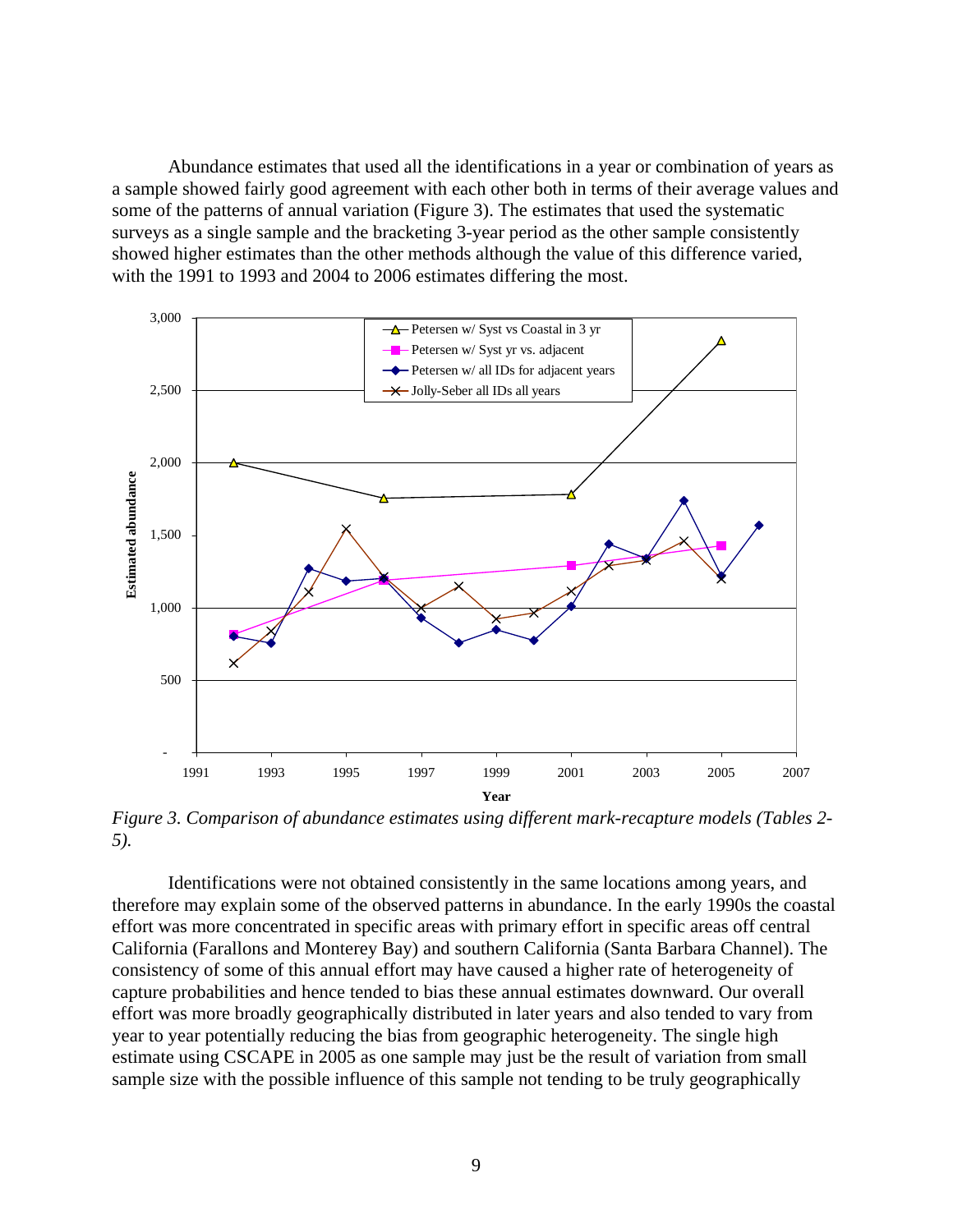Abundance estimates that used all the identifications in a year or combination of years as a sample showed fairly good agreement with each other both in terms of their average values and some of the patterns of annual variation (Figure 3). The estimates that used the systematic surveys as a single sample and the bracketing 3-year period as the other sample consistently showed higher estimates than the other methods although the value of this difference varied, with the 1991 to 1993 and 2004 to 2006 estimates differing the most.

*Figure 3. Comparison of abundance estimates using different mark-recapture models (Tables 2-5).*

Identifications were not obtained consistently in the same locations among years, and therefore may explain some of the observed patterns in abundance. In the early 1990s the coastal effort was more concentrated in specific areas with primary effort in specific areas off central California (Farallons and Monterey Bay) and southern California (Santa Barbara Channel). The consistency of some of this annual effort may have caused a higher rate of heterogeneity of capture probabilities and hence tended to bias these annual estimates downward. Our overall effort was more broadly geographically distributed in later years and also tended to vary from year to year potentially reducing the bias from geographic heterogeneity. The single high estimate using CSCAPE in 2005 as one sample may just be the result of variation from small sample size with the possible influence of this sample not tending to be truly geographically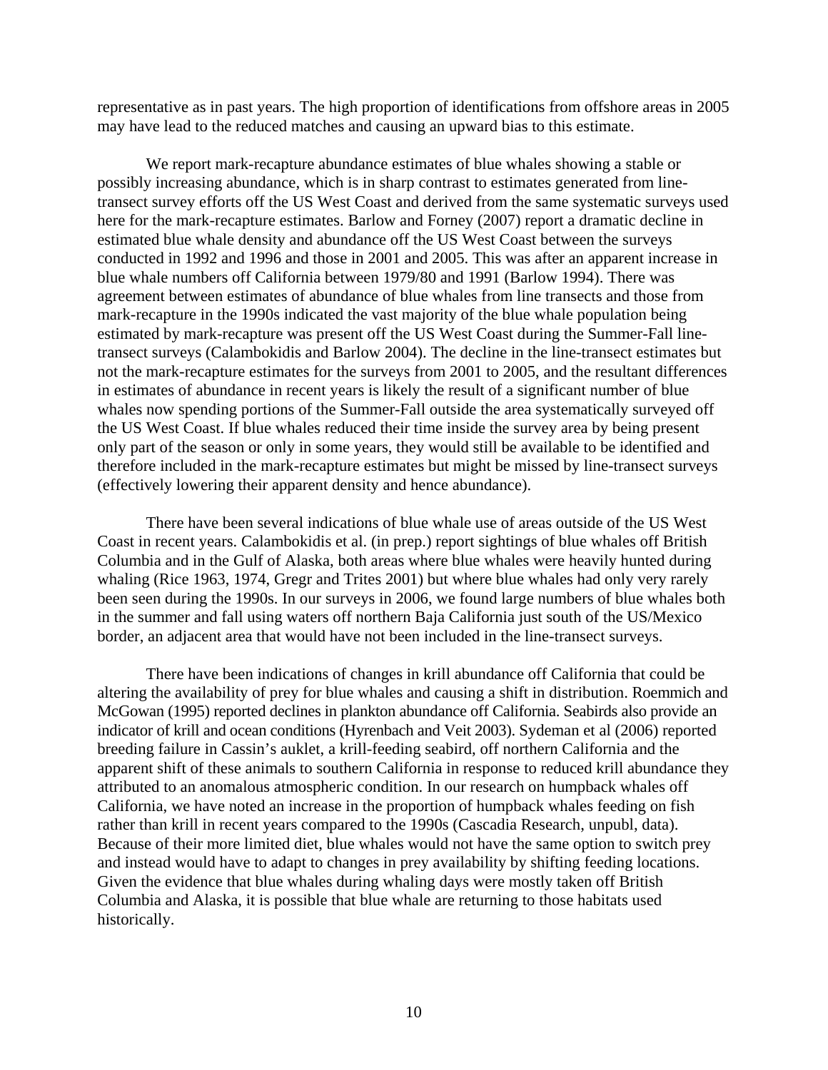representative as in past years. The high proportion of identifications from offshore areas in 2005 may have lead to the reduced matches and causing an upward bias to this estimate.

We report mark-recapture abundance estimates of blue whales showing a stable or possibly increasing abundance, which is in sharp contrast to estimates generated from line-transect survey efforts off the US West Coast and derived from the same systematic surveys used here for the mark-recapture estimates. Barlow and Forney (2007) report a dramatic decline in estimated blue whale density and abundance off the US West Coast between the surveys conducted in 1992 and 1996 and those in 2001 and 2005. This was after an apparent increase in blue whale numbers off California between 1979/80 and 1991 (Barlow 1994). There was agreement between estimates of abundance of blue whales from line transects and those from mark-recapture in the 1990s indicated the vast majority of the blue whale population being estimated by mark-recapture was present off the US West Coast during the Summer-Fall line-transect surveys (Calambokidis and Barlow 2004). The decline in the line-transect estimates but not the mark-recapture estimates for the surveys from 2001 to 2005, and the resultant differences in estimates of abundance in recent years is likely the result of a significant number of blue whales now spending portions of the Summer-Fall outside the area systematically surveyed off the US West Coast. If blue whales reduced their time inside the survey area by being present only part of the season or only in some years, they would still be available to be identified and therefore included in the mark-recapture estimates but might be missed by line-transect surveys (effectively lowering their apparent density and hence abundance).

There have been several indications of blue whale use of areas outside of the US West Coast in recent years. Calambokidis et al. (in prep.) report sightings of blue whales off British Columbia and in the Gulf of Alaska, both areas where blue whales were heavily hunted during whaling (Rice 1963, 1974, Gregr and Trites 2001) but where blue whales had only very rarely been seen during the 1990s. In our surveys in 2006, we found large numbers of blue whales both in the summer and fall using waters off northern Baja California just south of the US/Mexico border, an adjacent area that would have not been included in the line-transect surveys.

There have been indications of changes in krill abundance off California that could be altering the availability of prey for blue whales and causing a shift in distribution. Roemmich and McGowan (1995) reported declines in plankton abundance off California. Seabirds also provide an indicator of krill and ocean conditions (Hyrenbach and Veit 2003). Sydeman et al (2006) reported breeding failure in Cassin's auklet, a krill-feeding seabird, off northern California and the apparent shift of these animals to southern California in response to reduced krill abundance they attributed to an anomalous atmospheric condition. In our research on humpback whales off California, we have noted an increase in the proportion of humpback whales feeding on fish rather than krill in recent years compared to the 1990s (Cascadia Research, unpubl, data). Because of their more limited diet, blue whales would not have the same option to switch prey and instead would have to adapt to changes in prey availability by shifting feeding locations. Given the evidence that blue whales during whaling days were mostly taken off British Columbia and Alaska, it is possible that blue whale are returning to those habitats used historically.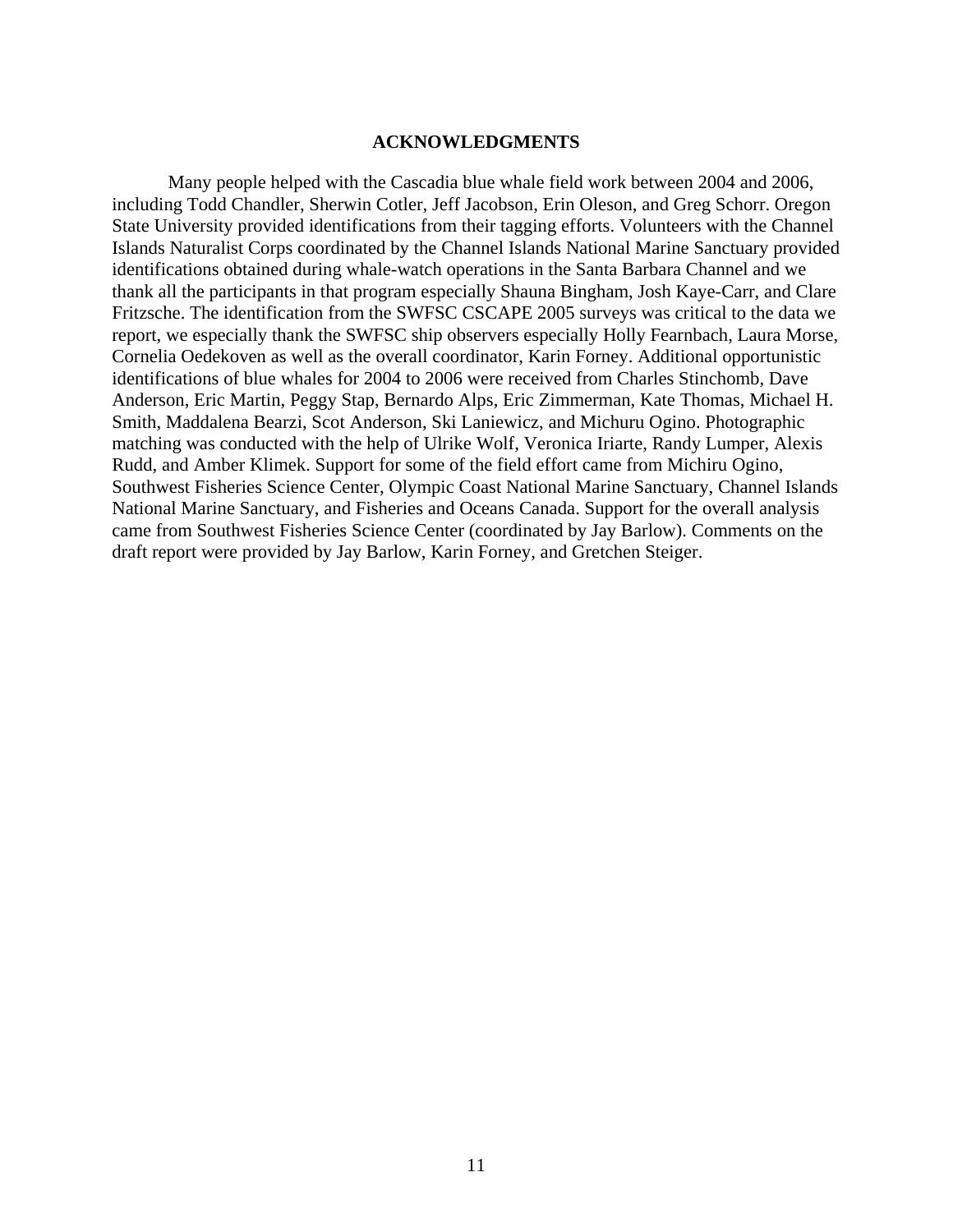## ACKNOWLEDGMENTS

Many people helped with the Cascadia blue whale field work between 2004 and 2006, including Todd Chandler, Sherwin Cotler, Jeff Jacobson, Erin Oleson, and Greg Schorr. Oregon State University provided identifications from their tagging efforts. Volunteers with the Channel Islands Naturalist Corps coordinated by the Channel Islands National Marine Sanctuary provided identifications obtained during whale-watch operations in the Santa Barbara Channel and we thank all the participants in that program especially Shauna Bingham, Josh Kaye-Carr, and Clare Fritzsche. The identification from the SWFSC CSCAPE 2005 surveys was critical to the data we report, we especially thank the SWFSC ship observers especially Holly Fearnbach, Laura Morse, Cornelia Oedekoven as well as the overall coordinator, Karin Forney. Additional opportunistic identifications of blue whales for 2004 to 2006 were received from Charles Stinchomb, Dave Anderson, Eric Martin, Peggy Stap, Bernardo Alps, Eric Zimmerman, Kate Thomas, Michael H. Smith, Maddalena Bearzi, Scot Anderson, Ski Laniewicz, and Michuru Ogino. Photographic matching was conducted with the help of Ulrike Wolf, Veronica Iriarte, Randy Lumper, Alexis Rudd, and Amber Klimek. Support for some of the field effort came from Michiru Ogino, Southwest Fisheries Science Center, Olympic Coast National Marine Sanctuary, Channel Islands National Marine Sanctuary, and Fisheries and Oceans Canada. Support for the overall analysis came from Southwest Fisheries Science Center (coordinated by Jay Barlow). Comments on the draft report were provided by Jay Barlow, Karin Forney, and Gretchen Steiger.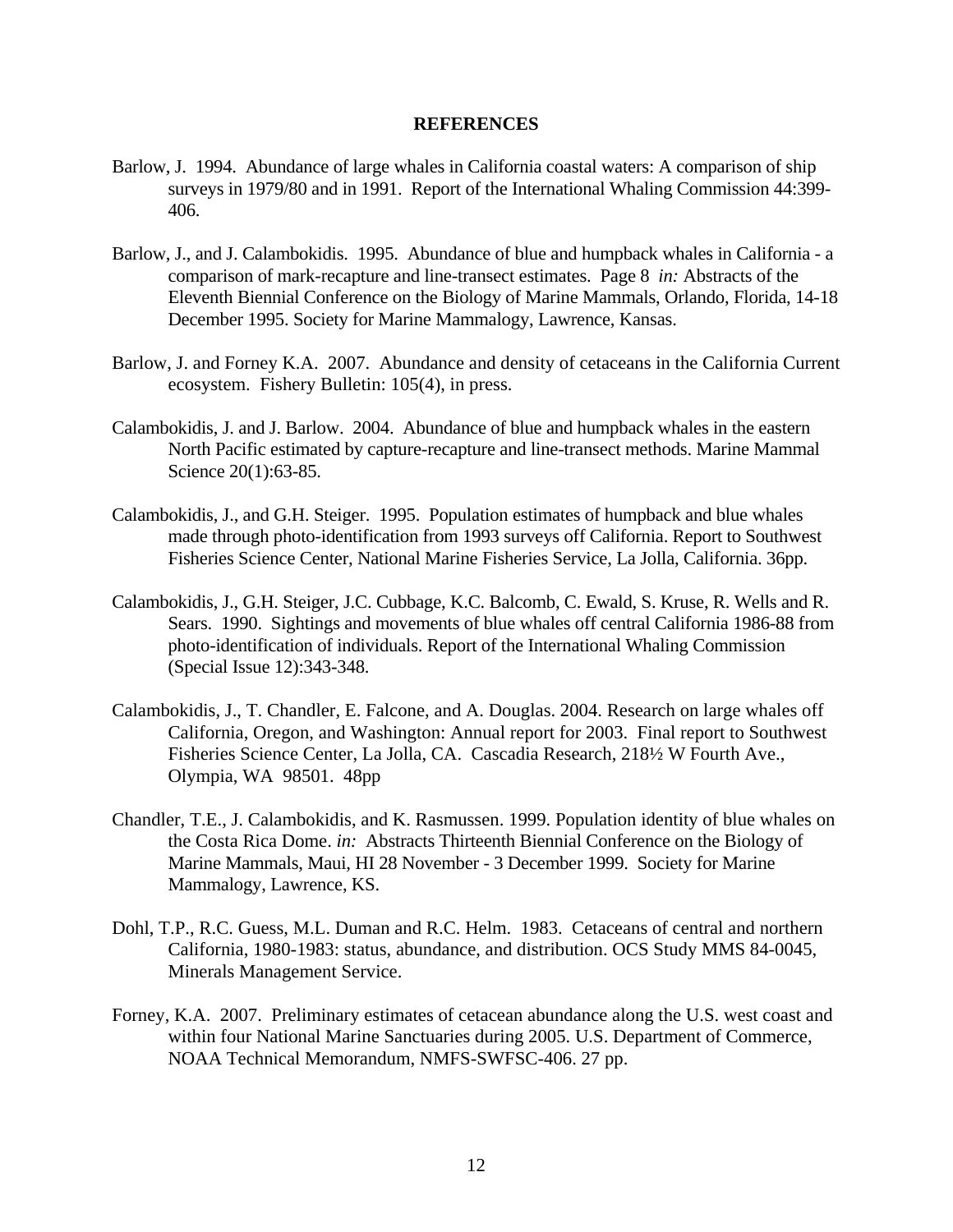## REFERENCES

Barlow, J. 1994. Abundance of large whales in California coastal waters: A comparison of ship surveys in 1979/80 and in 1991. Report of the International Whaling Commission 44:399-406.

Barlow, J., and J. Calambokidis. 1995. Abundance of blue and humpback whales in California - a comparison of mark-recapture and line-transect estimates. Page 8 *in:* Abstracts of the Eleventh Biennial Conference on the Biology of Marine Mammals, Orlando, Florida, 14-18 December 1995. Society for Marine Mammalogy, Lawrence, Kansas.

Barlow, J. and Forney K.A. 2007. Abundance and density of cetaceans in the California Current ecosystem. Fishery Bulletin: 105(4), in press.

Calambokidis, J. and J. Barlow. 2004. Abundance of blue and humpback whales in the eastern North Pacific estimated by capture-recapture and line-transect methods. Marine Mammal Science 20(1):63-85.

Calambokidis, J., and G.H. Steiger. 1995. Population estimates of humpback and blue whales made through photo-identification from 1993 surveys off California. Report to Southwest Fisheries Science Center, National Marine Fisheries Service, La Jolla, California. 36pp.

Calambokidis, J., G.H. Steiger, J.C. Cubbage, K.C. Balcomb, C. Ewald, S. Kruse, R. Wells and R. Sears. 1990. Sightings and movements of blue whales off central California 1986-88 from photo-identification of individuals. Report of the International Whaling Commission (Special Issue 12):343-348.

Calambokidis, J., T. Chandler, E. Falcone, and A. Douglas. 2004. Research on large whales off California, Oregon, and Washington: Annual report for 2003. Final report to Southwest Fisheries Science Center, La Jolla, CA. Cascadia Research, 218½ W Fourth Ave., Olympia, WA 98501. 48pp

Chandler, T.E., J. Calambokidis, and K. Rasmussen. 1999. Population identity of blue whales on the Costa Rica Dome. *in:* Abstracts Thirteenth Biennial Conference on the Biology of Marine Mammals, Maui, HI 28 November - 3 December 1999. Society for Marine Mammalogy, Lawrence, KS.

Dohl, T.P., R.C. Guess, M.L. Duman and R.C. Helm. 1983. Cetaceans of central and northern California, 1980-1983: status, abundance, and distribution. OCS Study MMS 84-0045, Minerals Management Service.

Forney, K.A. 2007. Preliminary estimates of cetacean abundance along the U.S. west coast and within four National Marine Sanctuaries during 2005. U.S. Department of Commerce, NOAA Technical Memorandum, NMFS-SWFSC-406. 27 pp.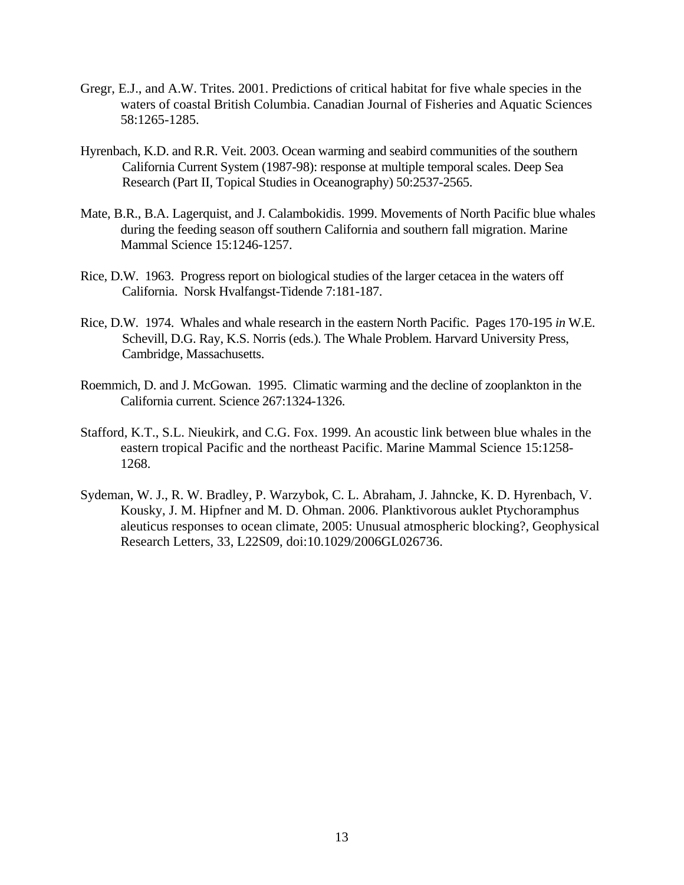Gregr, E.J., and A.W. Trites. 2001. Predictions of critical habitat for five whale species in the waters of coastal British Columbia. Canadian Journal of Fisheries and Aquatic Sciences 58:1265-1285.

Hyrenbach, K.D. and R.R. Veit. 2003. Ocean warming and seabird communities of the southern California Current System (1987-98): response at multiple temporal scales. Deep Sea Research (Part II, Topical Studies in Oceanography) 50:2537-2565.

Mate, B.R., B.A. Lagerquist, and J. Calambokidis. 1999. Movements of North Pacific blue whales during the feeding season off southern California and southern fall migration. Marine Mammal Science 15:1246-1257.

Rice, D.W. 1963. Progress report on biological studies of the larger cetacea in the waters off California. Norsk Hvalfangst-Tidende 7:181-187.

Rice, D.W. 1974. Whales and whale research in the eastern North Pacific. Pages 170-195 *in* W.E. Schevill, D.G. Ray, K.S. Norris (eds.). The Whale Problem. Harvard University Press, Cambridge, Massachusetts.

Roemmich, D. and J. McGowan. 1995. Climatic warming and the decline of zooplankton in the California current. Science 267:1324-1326.

Stafford, K.T., S.L. Nieukirk, and C.G. Fox. 1999. An acoustic link between blue whales in the eastern tropical Pacific and the northeast Pacific. Marine Mammal Science 15:1258-1268.

Sydeman, W. J., R. W. Bradley, P. Warzybok, C. L. Abraham, J. Jahncke, K. D. Hyrenbach, V. Kousky, J. M. Hipfner and M. D. Ohman. 2006. Planktivorous auklet Ptychoramphus aleuticus responses to ocean climate, 2005: Unusual atmospheric blocking?, Geophysical Research Letters, 33, L22S09, doi:10.1029/2006GL026736.